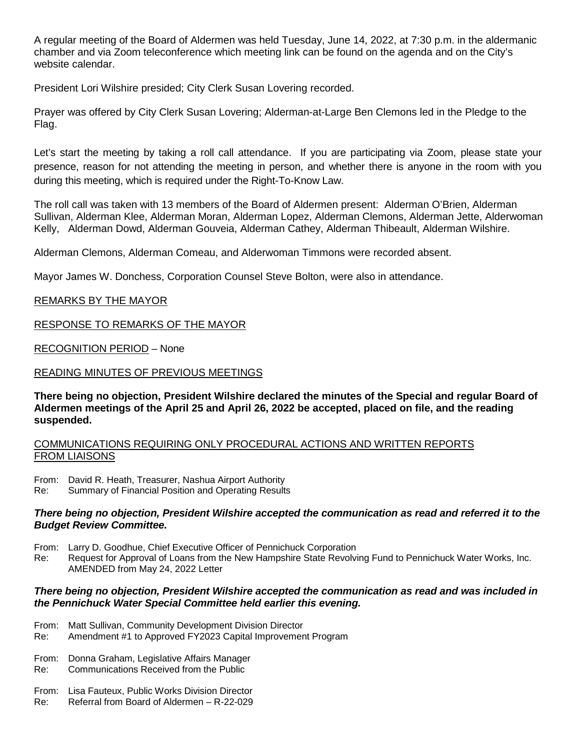A regular meeting of the Board of Aldermen was held Tuesday, June 14, 2022, at 7:30 p.m. in the aldermanic chamber and via Zoom teleconference which meeting link can be found on the agenda and on the City's website calendar.

President Lori Wilshire presided; City Clerk Susan Lovering recorded.

Prayer was offered by City Clerk Susan Lovering; Alderman-at-Large Ben Clemons led in the Pledge to the Flag.

Let's start the meeting by taking a roll call attendance. If you are participating via Zoom, please state your presence, reason for not attending the meeting in person, and whether there is anyone in the room with you during this meeting, which is required under the Right-To-Know Law.

The roll call was taken with 13 members of the Board of Aldermen present: Alderman O'Brien, Alderman Sullivan, Alderman Klee, Alderman Moran, Alderman Lopez, Alderman Clemons, Alderman Jette, Alderwoman Kelly, Alderman Dowd, Alderman Gouveia, Alderman Cathey, Alderman Thibeault, Alderman Wilshire.

Alderman Clemons, Alderman Comeau, and Alderwoman Timmons were recorded absent.

Mayor James W. Donchess, Corporation Counsel Steve Bolton, were also in attendance.

REMARKS BY THE MAYOR

RESPONSE TO REMARKS OF THE MAYOR

RECOGNITION PERIOD – None

READING MINUTES OF PREVIOUS MEETINGS

**There being no objection, President Wilshire declared the minutes of the Special and regular Board of Aldermen meetings of the April 25 and April 26, 2022 be accepted, placed on file, and the reading suspended.**

COMMUNICATIONS REQUIRING ONLY PROCEDURAL ACTIONS AND WRITTEN REPORTS FROM LIAISONS

From: David R. Heath, Treasurer, Nashua Airport Authority
Re: Summary of Financial Position and Operating Results

***There being no objection, President Wilshire accepted the communication as read and referred it to the Budget Review Committee.***

From: Larry D. Goodhue, Chief Executive Officer of Pennichuck Corporation
Re: Request for Approval of Loans from the New Hampshire State Revolving Fund to Pennichuck Water Works, Inc. AMENDED from May 24, 2022 Letter

***There being no objection, President Wilshire accepted the communication as read and was included in the Pennichuck Water Special Committee held earlier this evening.***

From: Matt Sullivan, Community Development Division Director
Re: Amendment #1 to Approved FY2023 Capital Improvement Program

From: Donna Graham, Legislative Affairs Manager
Re: Communications Received from the Public

From: Lisa Fauteux, Public Works Division Director
Re: Referral from Board of Aldermen – R-22-029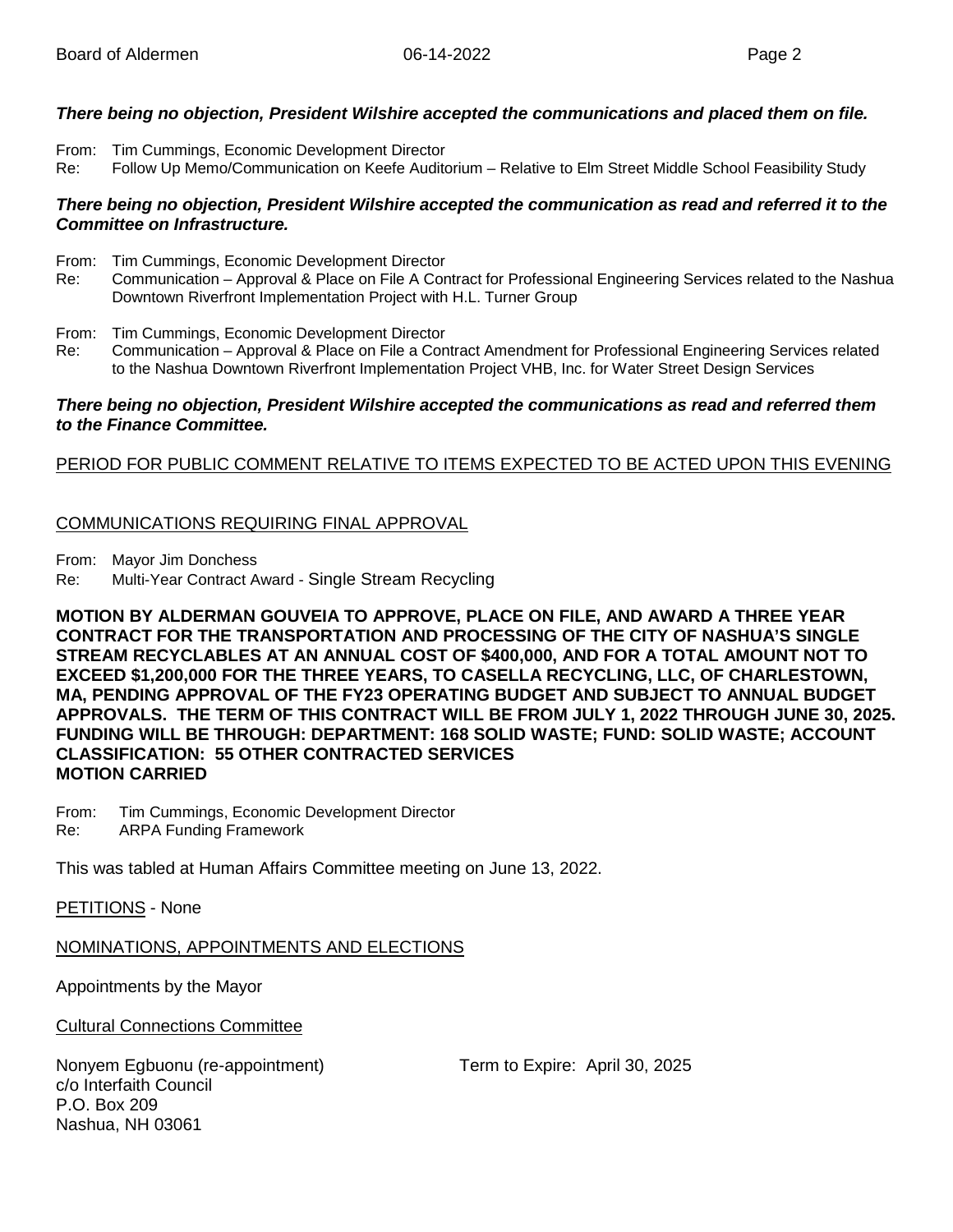***There being no objection, President Wilshire accepted the communications and placed them on file.***

From: Tim Cummings, Economic Development Director
Re: Follow Up Memo/Communication on Keefe Auditorium – Relative to Elm Street Middle School Feasibility Study

***There being no objection, President Wilshire accepted the communication as read and referred it to the Committee on Infrastructure.***

From: Tim Cummings, Economic Development Director
Re: Communication – Approval & Place on File A Contract for Professional Engineering Services related to the Nashua Downtown Riverfront Implementation Project with H.L. Turner Group

From: Tim Cummings, Economic Development Director
Re: Communication – Approval & Place on File a Contract Amendment for Professional Engineering Services related to the Nashua Downtown Riverfront Implementation Project VHB, Inc. for Water Street Design Services

***There being no objection, President Wilshire accepted the communications as read and referred them to the Finance Committee.***

PERIOD FOR PUBLIC COMMENT RELATIVE TO ITEMS EXPECTED TO BE ACTED UPON THIS EVENING

COMMUNICATIONS REQUIRING FINAL APPROVAL

From: Mayor Jim Donchess
Re: Multi-Year Contract Award - Single Stream Recycling

**MOTION BY ALDERMAN GOUVEIA TO APPROVE, PLACE ON FILE, AND AWARD A THREE YEAR CONTRACT FOR THE TRANSPORTATION AND PROCESSING OF THE CITY OF NASHUA'S SINGLE STREAM RECYCLABLES AT AN ANNUAL COST OF $400,000, AND FOR A TOTAL AMOUNT NOT TO EXCEED $1,200,000 FOR THE THREE YEARS, TO CASELLA RECYCLING, LLC, OF CHARLESTOWN, MA, PENDING APPROVAL OF THE FY23 OPERATING BUDGET AND SUBJECT TO ANNUAL BUDGET APPROVALS. THE TERM OF THIS CONTRACT WILL BE FROM JULY 1, 2022 THROUGH JUNE 30, 2025. FUNDING WILL BE THROUGH: DEPARTMENT: 168 SOLID WASTE; FUND: SOLID WASTE; ACCOUNT CLASSIFICATION: 55 OTHER CONTRACTED SERVICES**
**MOTION CARRIED**

From: Tim Cummings, Economic Development Director
Re: ARPA Funding Framework

This was tabled at Human Affairs Committee meeting on June 13, 2022.

PETITIONS - None

NOMINATIONS, APPOINTMENTS AND ELECTIONS

Appointments by the Mayor

Cultural Connections Committee

Nonyem Egbuonu (re-appointment) Term to Expire: April 30, 2025
c/o Interfaith Council
P.O. Box 209
Nashua, NH 03061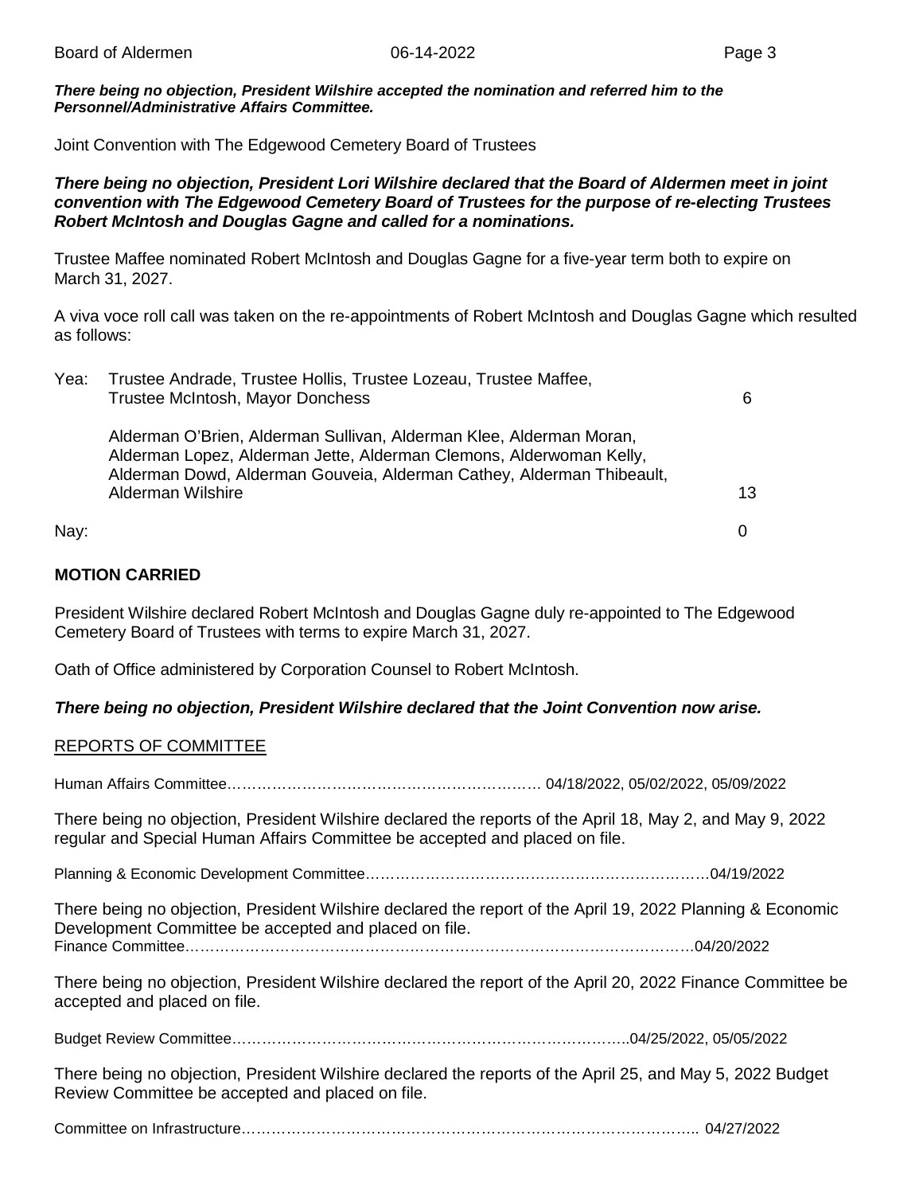***There being no objection, President Wilshire accepted the nomination and referred him to the Personnel/Administrative Affairs Committee.***

Joint Convention with The Edgewood Cemetery Board of Trustees

***There being no objection, President Lori Wilshire declared that the Board of Aldermen meet in joint convention with The Edgewood Cemetery Board of Trustees for the purpose of re-electing Trustees Robert McIntosh and Douglas Gagne and called for a nominations.***

Trustee Maffee nominated Robert McIntosh and Douglas Gagne for a five-year term both to expire on March 31, 2027.

A viva voce roll call was taken on the re-appointments of Robert McIntosh and Douglas Gagne which resulted as follows:

| | | |
|---|---|---|
| Yea: | Trustee Andrade, Trustee Hollis, Trustee Lozeau, Trustee Maffee, Trustee McIntosh, Mayor Donchess | 6 |
| | Alderman O'Brien, Alderman Sullivan, Alderman Klee, Alderman Moran, Alderman Lopez, Alderman Jette, Alderman Clemons, Alderwoman Kelly, Alderman Dowd, Alderman Gouveia, Alderman Cathey, Alderman Thibeault, Alderman Wilshire | 13 |
| Nay: | | 0 |

**MOTION CARRIED**

President Wilshire declared Robert McIntosh and Douglas Gagne duly re-appointed to The Edgewood Cemetery Board of Trustees with terms to expire March 31, 2027.

Oath of Office administered by Corporation Counsel to Robert McIntosh.

***There being no objection, President Wilshire declared that the Joint Convention now arise.***

REPORTS OF COMMITTEE

Human Affairs Committee……………………………………………………… 04/18/2022, 05/02/2022, 05/09/2022

There being no objection, President Wilshire declared the reports of the April 18, May 2, and May 9, 2022 regular and Special Human Affairs Committee be accepted and placed on file.

Planning & Economic Development Committee……………………………………………………………04/19/2022

There being no objection, President Wilshire declared the report of the April 19, 2022 Planning & Economic Development Committee be accepted and placed on file.

Finance Committee………………………………………………………………………………………04/20/2022

There being no objection, President Wilshire declared the report of the April 20, 2022 Finance Committee be accepted and placed on file.

Budget Review Committee………………………………………………………………………..04/25/2022, 05/05/2022

There being no objection, President Wilshire declared the reports of the April 25, and May 5, 2022 Budget Review Committee be accepted and placed on file.

Committee on Infrastructure……………………………………………………………………………….. 04/27/2022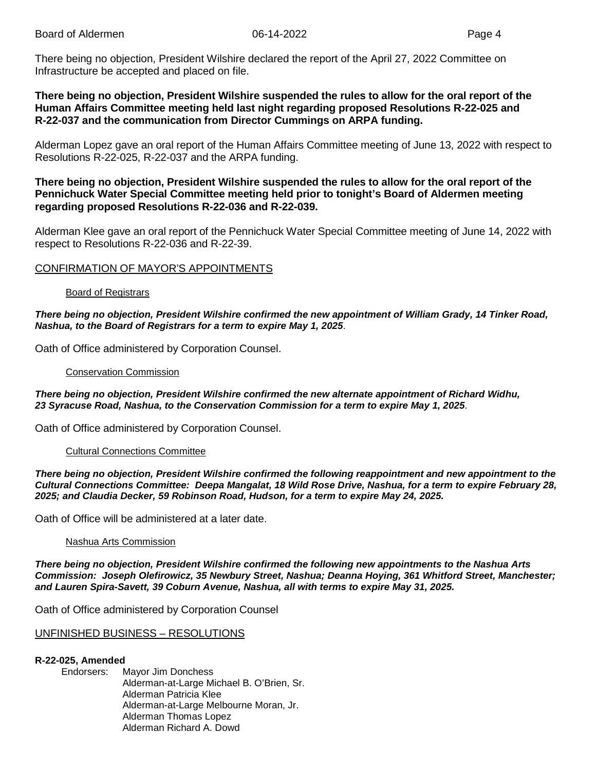There being no objection, President Wilshire declared the report of the April 27, 2022 Committee on Infrastructure be accepted and placed on file.

**There being no objection, President Wilshire suspended the rules to allow for the oral report of the Human Affairs Committee meeting held last night regarding proposed Resolutions R-22-025 and R-22-037 and the communication from Director Cummings on ARPA funding.**

Alderman Lopez gave an oral report of the Human Affairs Committee meeting of June 13, 2022 with respect to Resolutions R-22-025, R-22-037 and the ARPA funding.

**There being no objection, President Wilshire suspended the rules to allow for the oral report of the Pennichuck Water Special Committee meeting held prior to tonight's Board of Aldermen meeting regarding proposed Resolutions R-22-036 and R-22-039.**

Alderman Klee gave an oral report of the Pennichuck Water Special Committee meeting of June 14, 2022 with respect to Resolutions R-22-036 and R-22-39.

## CONFIRMATION OF MAYOR'S APPOINTMENTS

### Board of Registrars

***There being no objection, President Wilshire confirmed the new appointment of William Grady, 14 Tinker Road, Nashua, to the Board of Registrars for a term to expire May 1, 2025***.

Oath of Office administered by Corporation Counsel.

### Conservation Commission

***There being no objection, President Wilshire confirmed the new alternate appointment of Richard Widhu, 23 Syracuse Road, Nashua, to the Conservation Commission for a term to expire May 1, 2025***.

Oath of Office administered by Corporation Counsel.

### Cultural Connections Committee

***There being no objection, President Wilshire confirmed the following reappointment and new appointment to the Cultural Connections Committee: Deepa Mangalat, 18 Wild Rose Drive, Nashua, for a term to expire February 28, 2025; and Claudia Decker, 59 Robinson Road, Hudson, for a term to expire May 24, 2025.***

Oath of Office will be administered at a later date.

### Nashua Arts Commission

***There being no objection, President Wilshire confirmed the following new appointments to the Nashua Arts Commission: Joseph Olefirowicz, 35 Newbury Street, Nashua; Deanna Hoying, 361 Whitford Street, Manchester; and Lauren Spira-Savett, 39 Coburn Avenue, Nashua, all with terms to expire May 31, 2025.***

Oath of Office administered by Corporation Counsel

## UNFINISHED BUSINESS – RESOLUTIONS

**R-22-025, Amended**

Endorsers: Mayor Jim Donchess
Alderman-at-Large Michael B. O'Brien, Sr.
Alderman Patricia Klee
Alderman-at-Large Melbourne Moran, Jr.
Alderman Thomas Lopez
Alderman Richard A. Dowd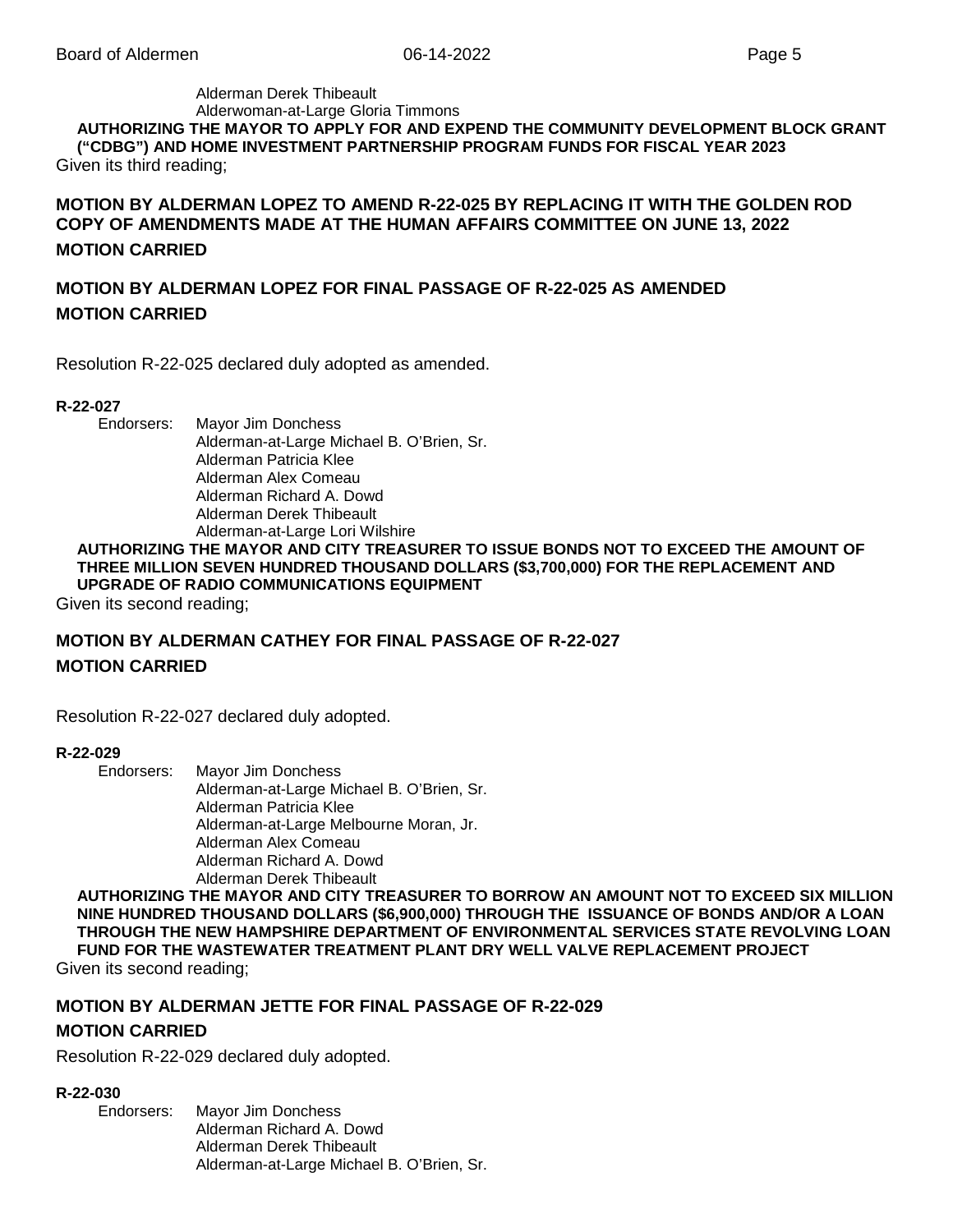Alderman Derek Thibeault
Alderwoman-at-Large Gloria Timmons

**AUTHORIZING THE MAYOR TO APPLY FOR AND EXPEND THE COMMUNITY DEVELOPMENT BLOCK GRANT ("CDBG") AND HOME INVESTMENT PARTNERSHIP PROGRAM FUNDS FOR FISCAL YEAR 2023**

Given its third reading;

**MOTION BY ALDERMAN LOPEZ TO AMEND R-22-025 BY REPLACING IT WITH THE GOLDEN ROD COPY OF AMENDMENTS MADE AT THE HUMAN AFFAIRS COMMITTEE ON JUNE 13, 2022**

**MOTION CARRIED**

**MOTION BY ALDERMAN LOPEZ FOR FINAL PASSAGE OF R-22-025 AS AMENDED**

**MOTION CARRIED**

Resolution R-22-025 declared duly adopted as amended.

**R-22-027**

Endorsers: Mayor Jim Donchess
Alderman-at-Large Michael B. O'Brien, Sr.
Alderman Patricia Klee
Alderman Alex Comeau
Alderman Richard A. Dowd
Alderman Derek Thibeault
Alderman-at-Large Lori Wilshire

**AUTHORIZING THE MAYOR AND CITY TREASURER TO ISSUE BONDS NOT TO EXCEED THE AMOUNT OF THREE MILLION SEVEN HUNDRED THOUSAND DOLLARS ($3,700,000) FOR THE REPLACEMENT AND UPGRADE OF RADIO COMMUNICATIONS EQUIPMENT**

Given its second reading;

**MOTION BY ALDERMAN CATHEY FOR FINAL PASSAGE OF R-22-027**

**MOTION CARRIED**

Resolution R-22-027 declared duly adopted.

**R-22-029**

Endorsers: Mayor Jim Donchess
Alderman-at-Large Michael B. O'Brien, Sr.
Alderman Patricia Klee
Alderman-at-Large Melbourne Moran, Jr.
Alderman Alex Comeau
Alderman Richard A. Dowd
Alderman Derek Thibeault

**AUTHORIZING THE MAYOR AND CITY TREASURER TO BORROW AN AMOUNT NOT TO EXCEED SIX MILLION NINE HUNDRED THOUSAND DOLLARS ($6,900,000) THROUGH THE ISSUANCE OF BONDS AND/OR A LOAN THROUGH THE NEW HAMPSHIRE DEPARTMENT OF ENVIRONMENTAL SERVICES STATE REVOLVING LOAN FUND FOR THE WASTEWATER TREATMENT PLANT DRY WELL VALVE REPLACEMENT PROJECT**

Given its second reading;

**MOTION BY ALDERMAN JETTE FOR FINAL PASSAGE OF R-22-029**

**MOTION CARRIED**

Resolution R-22-029 declared duly adopted.

**R-22-030**

Endorsers: Mayor Jim Donchess
Alderman Richard A. Dowd
Alderman Derek Thibeault
Alderman-at-Large Michael B. O'Brien, Sr.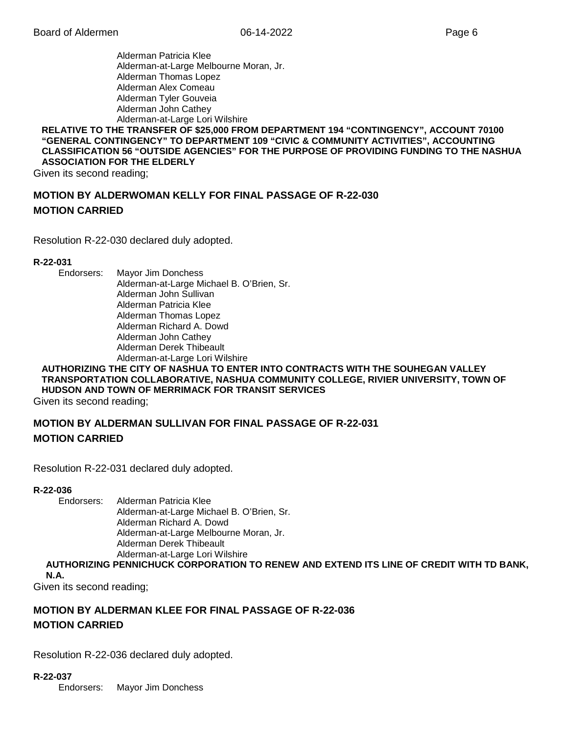Alderman Patricia Klee
Alderman-at-Large Melbourne Moran, Jr.
Alderman Thomas Lopez
Alderman Alex Comeau
Alderman Tyler Gouveia
Alderman John Cathey
Alderman-at-Large Lori Wilshire

**RELATIVE TO THE TRANSFER OF $25,000 FROM DEPARTMENT 194 “CONTINGENCY”, ACCOUNT 70100 “GENERAL CONTINGENCY” TO DEPARTMENT 109 “CIVIC & COMMUNITY ACTIVITIES”, ACCOUNTING CLASSIFICATION 56 “OUTSIDE AGENCIES” FOR THE PURPOSE OF PROVIDING FUNDING TO THE NASHUA ASSOCIATION FOR THE ELDERLY**

Given its second reading;

**MOTION BY ALDERWOMAN KELLY FOR FINAL PASSAGE OF R-22-030**

**MOTION CARRIED**

Resolution R-22-030 declared duly adopted.

**R-22-031**

Endorsers: Mayor Jim Donchess
Alderman-at-Large Michael B. O’Brien, Sr.
Alderman John Sullivan
Alderman Patricia Klee
Alderman Thomas Lopez
Alderman Richard A. Dowd
Alderman John Cathey
Alderman Derek Thibeault
Alderman-at-Large Lori Wilshire

**AUTHORIZING THE CITY OF NASHUA TO ENTER INTO CONTRACTS WITH THE SOUHEGAN VALLEY TRANSPORTATION COLLABORATIVE, NASHUA COMMUNITY COLLEGE, RIVIER UNIVERSITY, TOWN OF HUDSON AND TOWN OF MERRIMACK FOR TRANSIT SERVICES**

Given its second reading;

**MOTION BY ALDERMAN SULLIVAN FOR FINAL PASSAGE OF R-22-031**

**MOTION CARRIED**

Resolution R-22-031 declared duly adopted.

**R-22-036**

Endorsers: Alderman Patricia Klee
Alderman-at-Large Michael B. O’Brien, Sr.
Alderman Richard A. Dowd
Alderman-at-Large Melbourne Moran, Jr.
Alderman Derek Thibeault
Alderman-at-Large Lori Wilshire

**AUTHORIZING PENNICHUCK CORPORATION TO RENEW AND EXTEND ITS LINE OF CREDIT WITH TD BANK, N.A.**

Given its second reading;

**MOTION BY ALDERMAN KLEE FOR FINAL PASSAGE OF R-22-036**

**MOTION CARRIED**

Resolution R-22-036 declared duly adopted.

**R-22-037**

Endorsers: Mayor Jim Donchess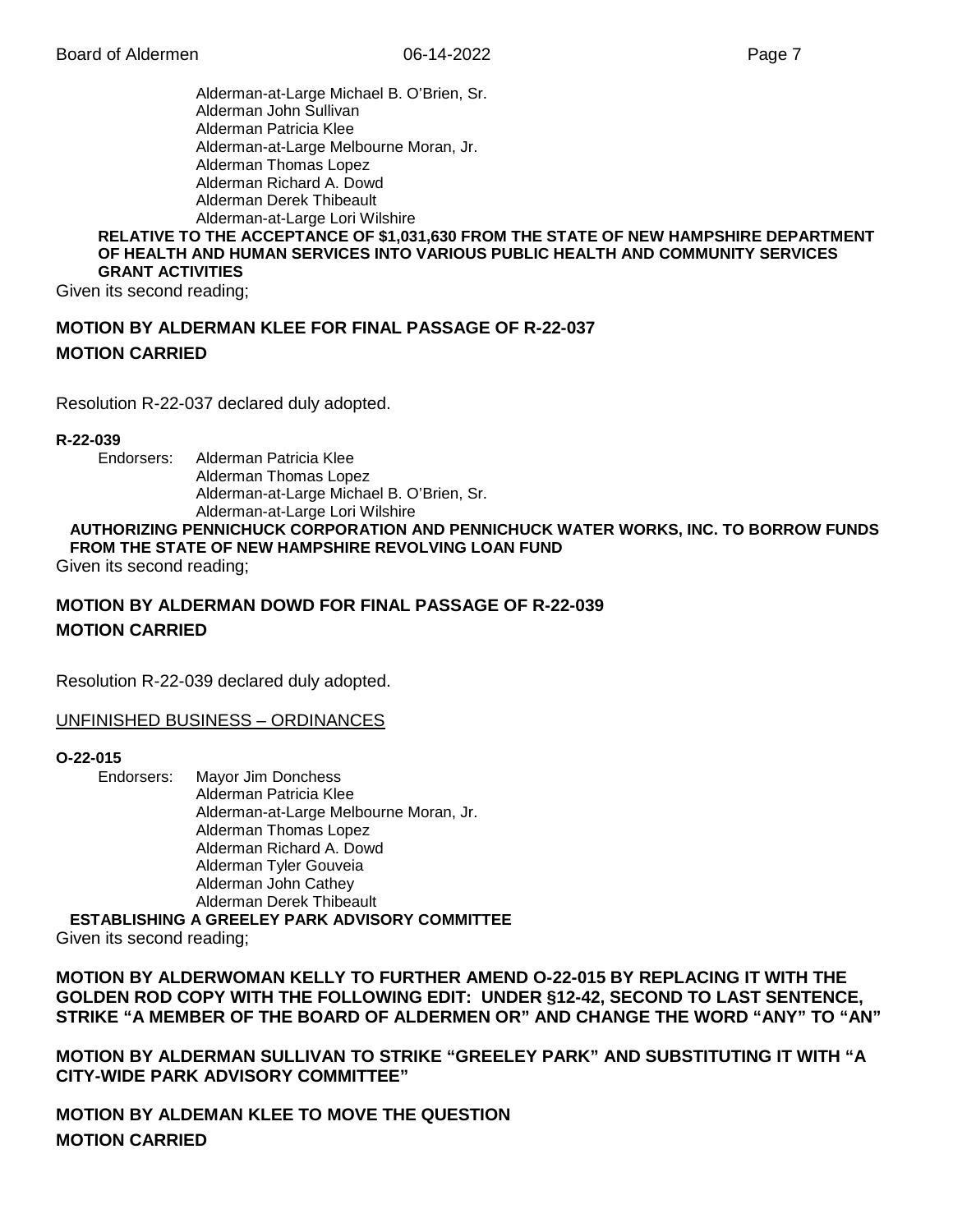Alderman-at-Large Michael B. O'Brien, Sr.
Alderman John Sullivan
Alderman Patricia Klee
Alderman-at-Large Melbourne Moran, Jr.
Alderman Thomas Lopez
Alderman Richard A. Dowd
Alderman Derek Thibeault
Alderman-at-Large Lori Wilshire

**RELATIVE TO THE ACCEPTANCE OF $1,031,630 FROM THE STATE OF NEW HAMPSHIRE DEPARTMENT OF HEALTH AND HUMAN SERVICES INTO VARIOUS PUBLIC HEALTH AND COMMUNITY SERVICES GRANT ACTIVITIES**

Given its second reading;

**MOTION BY ALDERMAN KLEE FOR FINAL PASSAGE OF R-22-037**

**MOTION CARRIED**

Resolution R-22-037 declared duly adopted.

**R-22-039**

Endorsers: Alderman Patricia Klee
Alderman Thomas Lopez
Alderman-at-Large Michael B. O'Brien, Sr.
Alderman-at-Large Lori Wilshire

**AUTHORIZING PENNICHUCK CORPORATION AND PENNICHUCK WATER WORKS, INC. TO BORROW FUNDS FROM THE STATE OF NEW HAMPSHIRE REVOLVING LOAN FUND**

Given its second reading;

**MOTION BY ALDERMAN DOWD FOR FINAL PASSAGE OF R-22-039**

**MOTION CARRIED**

Resolution R-22-039 declared duly adopted.

UNFINISHED BUSINESS – ORDINANCES

**O-22-015**

Endorsers: Mayor Jim Donchess
Alderman Patricia Klee
Alderman-at-Large Melbourne Moran, Jr.
Alderman Thomas Lopez
Alderman Richard A. Dowd
Alderman Tyler Gouveia
Alderman John Cathey
Alderman Derek Thibeault

**ESTABLISHING A GREELEY PARK ADVISORY COMMITTEE**

Given its second reading;

**MOTION BY ALDERWOMAN KELLY TO FURTHER AMEND O-22-015 BY REPLACING IT WITH THE GOLDEN ROD COPY WITH THE FOLLOWING EDIT: UNDER §12-42, SECOND TO LAST SENTENCE, STRIKE "A MEMBER OF THE BOARD OF ALDERMEN OR" AND CHANGE THE WORD "ANY" TO "AN"**

**MOTION BY ALDERMAN SULLIVAN TO STRIKE "GREELEY PARK" AND SUBSTITUTING IT WITH "A CITY-WIDE PARK ADVISORY COMMITTEE"**

**MOTION BY ALDEMAN KLEE TO MOVE THE QUESTION**

**MOTION CARRIED**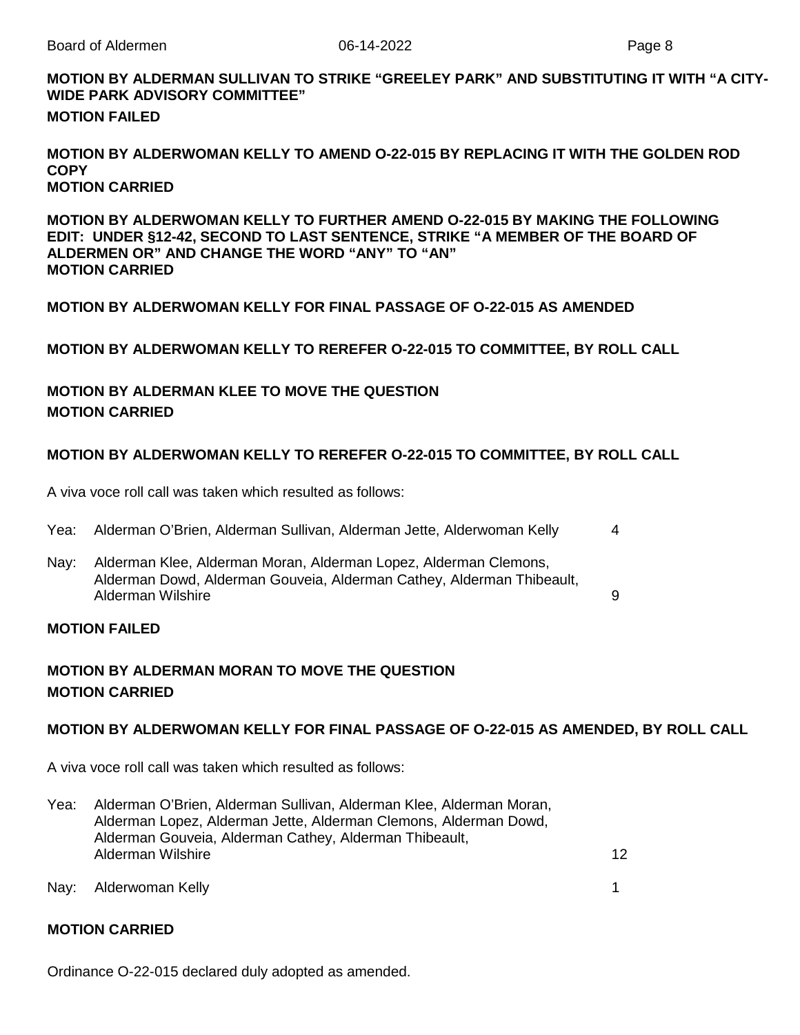**MOTION BY ALDERMAN SULLIVAN TO STRIKE "GREELEY PARK" AND SUBSTITUTING IT WITH "A CITY-WIDE PARK ADVISORY COMMITTEE"**
**MOTION FAILED**

**MOTION BY ALDERWOMAN KELLY TO AMEND O-22-015 BY REPLACING IT WITH THE GOLDEN ROD COPY**
**MOTION CARRIED**

**MOTION BY ALDERWOMAN KELLY TO FURTHER AMEND O-22-015 BY MAKING THE FOLLOWING EDIT: UNDER §12-42, SECOND TO LAST SENTENCE, STRIKE "A MEMBER OF THE BOARD OF ALDERMEN OR" AND CHANGE THE WORD "ANY" TO "AN"**
**MOTION CARRIED**

**MOTION BY ALDERWOMAN KELLY FOR FINAL PASSAGE OF O-22-015 AS AMENDED**

**MOTION BY ALDERWOMAN KELLY TO REREFER O-22-015 TO COMMITTEE, BY ROLL CALL**

**MOTION BY ALDERMAN KLEE TO MOVE THE QUESTION**
**MOTION CARRIED**

**MOTION BY ALDERWOMAN KELLY TO REREFER O-22-015 TO COMMITTEE, BY ROLL CALL**

A viva voce roll call was taken which resulted as follows:

Yea: Alderman O'Brien, Alderman Sullivan, Alderman Jette, Alderwoman Kelly 4

Nay: Alderman Klee, Alderman Moran, Alderman Lopez, Alderman Clemons, Alderman Dowd, Alderman Gouveia, Alderman Cathey, Alderman Thibeault, Alderman Wilshire 9

**MOTION FAILED**

**MOTION BY ALDERMAN MORAN TO MOVE THE QUESTION**
**MOTION CARRIED**

**MOTION BY ALDERWOMAN KELLY FOR FINAL PASSAGE OF O-22-015 AS AMENDED, BY ROLL CALL**

A viva voce roll call was taken which resulted as follows:

Yea: Alderman O'Brien, Alderman Sullivan, Alderman Klee, Alderman Moran, Alderman Lopez, Alderman Jette, Alderman Clemons, Alderman Dowd, Alderman Gouveia, Alderman Cathey, Alderman Thibeault, Alderman Wilshire 12

Nay: Alderwoman Kelly 1

**MOTION CARRIED**

Ordinance O-22-015 declared duly adopted as amended.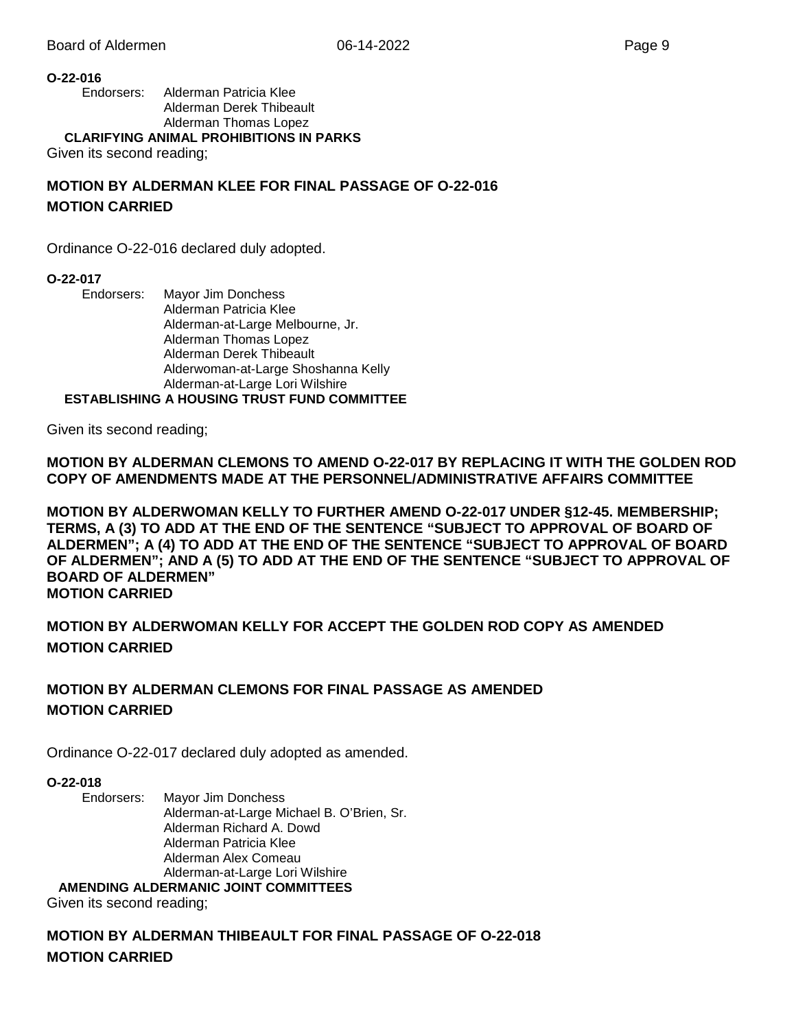**O-22-016**

Endorsers: Alderman Patricia Klee
Alderman Derek Thibeault
Alderman Thomas Lopez

**CLARIFYING ANIMAL PROHIBITIONS IN PARKS**

Given its second reading;

**MOTION BY ALDERMAN KLEE FOR FINAL PASSAGE OF O-22-016**
**MOTION CARRIED**

Ordinance O-22-016 declared duly adopted.

**O-22-017**

Endorsers: Mayor Jim Donchess
Alderman Patricia Klee
Alderman-at-Large Melbourne, Jr.
Alderman Thomas Lopez
Alderman Derek Thibeault
Alderwoman-at-Large Shoshanna Kelly
Alderman-at-Large Lori Wilshire

**ESTABLISHING A HOUSING TRUST FUND COMMITTEE**

Given its second reading;

**MOTION BY ALDERMAN CLEMONS TO AMEND O-22-017 BY REPLACING IT WITH THE GOLDEN ROD COPY OF AMENDMENTS MADE AT THE PERSONNEL/ADMINISTRATIVE AFFAIRS COMMITTEE**

**MOTION BY ALDERWOMAN KELLY TO FURTHER AMEND O-22-017 UNDER §12-45. MEMBERSHIP; TERMS, A (3) TO ADD AT THE END OF THE SENTENCE "SUBJECT TO APPROVAL OF BOARD OF ALDERMEN"; A (4) TO ADD AT THE END OF THE SENTENCE "SUBJECT TO APPROVAL OF BOARD OF ALDERMEN"; AND A (5) TO ADD AT THE END OF THE SENTENCE "SUBJECT TO APPROVAL OF BOARD OF ALDERMEN"**
**MOTION CARRIED**

**MOTION BY ALDERWOMAN KELLY FOR ACCEPT THE GOLDEN ROD COPY AS AMENDED**
**MOTION CARRIED**

**MOTION BY ALDERMAN CLEMONS FOR FINAL PASSAGE AS AMENDED**
**MOTION CARRIED**

Ordinance O-22-017 declared duly adopted as amended.

**O-22-018**

Endorsers: Mayor Jim Donchess
Alderman-at-Large Michael B. O'Brien, Sr.
Alderman Richard A. Dowd
Alderman Patricia Klee
Alderman Alex Comeau
Alderman-at-Large Lori Wilshire

**AMENDING ALDERMANIC JOINT COMMITTEES**

Given its second reading;

**MOTION BY ALDERMAN THIBEAULT FOR FINAL PASSAGE OF O-22-018**
**MOTION CARRIED**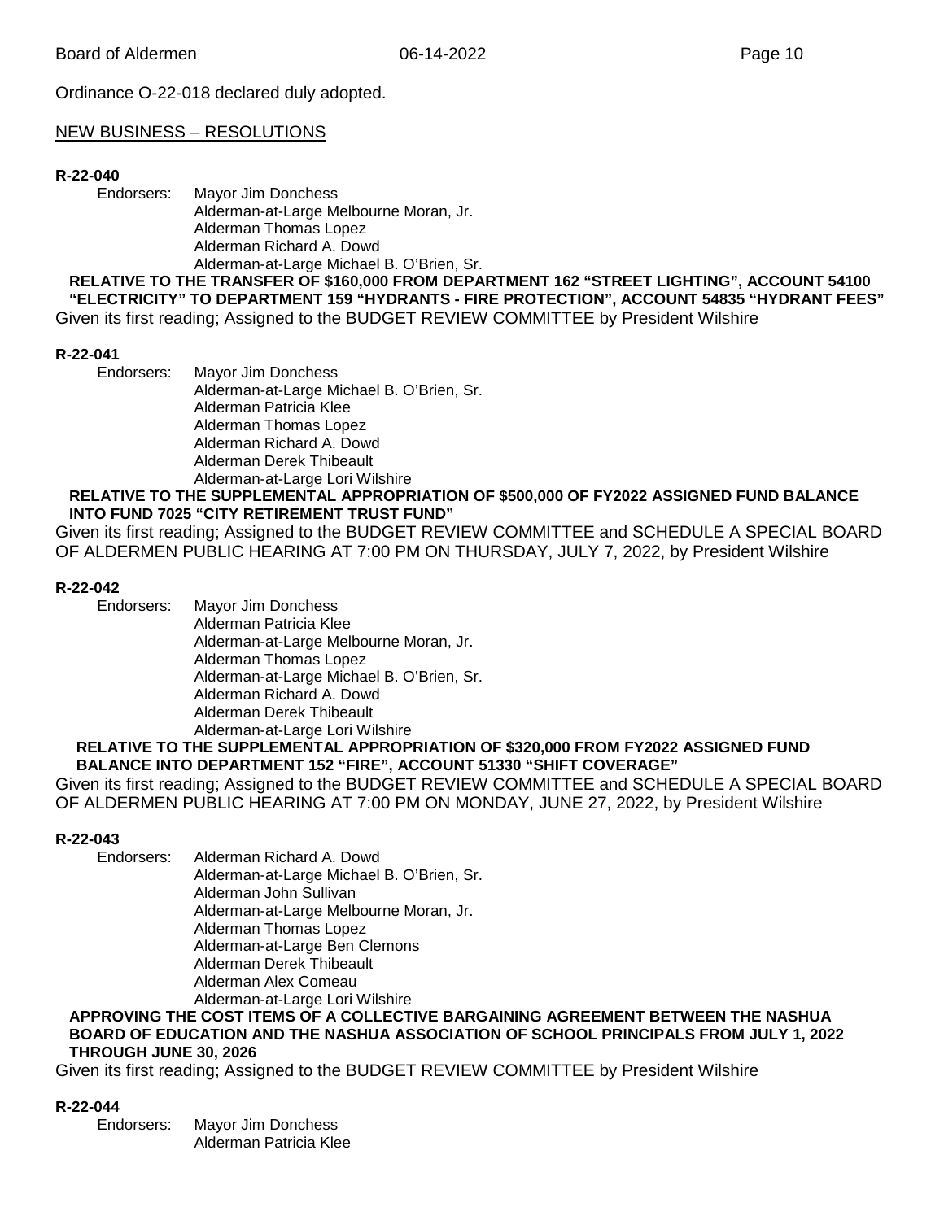Ordinance O-22-018 declared duly adopted.

## NEW BUSINESS – RESOLUTIONS

**R-22-040**

Endorsers: Mayor Jim Donchess
Alderman-at-Large Melbourne Moran, Jr.
Alderman Thomas Lopez
Alderman Richard A. Dowd
Alderman-at-Large Michael B. O'Brien, Sr.

**RELATIVE TO THE TRANSFER OF $160,000 FROM DEPARTMENT 162 "STREET LIGHTING", ACCOUNT 54100 "ELECTRICITY" TO DEPARTMENT 159 "HYDRANTS - FIRE PROTECTION", ACCOUNT 54835 "HYDRANT FEES"**

Given its first reading; Assigned to the BUDGET REVIEW COMMITTEE by President Wilshire

**R-22-041**

Endorsers: Mayor Jim Donchess
Alderman-at-Large Michael B. O'Brien, Sr.
Alderman Patricia Klee
Alderman Thomas Lopez
Alderman Richard A. Dowd
Alderman Derek Thibeault
Alderman-at-Large Lori Wilshire

**RELATIVE TO THE SUPPLEMENTAL APPROPRIATION OF $500,000 OF FY2022 ASSIGNED FUND BALANCE INTO FUND 7025 "CITY RETIREMENT TRUST FUND"**

Given its first reading; Assigned to the BUDGET REVIEW COMMITTEE and SCHEDULE A SPECIAL BOARD OF ALDERMEN PUBLIC HEARING AT 7:00 PM ON THURSDAY, JULY 7, 2022, by President Wilshire

**R-22-042**

Endorsers: Mayor Jim Donchess
Alderman Patricia Klee
Alderman-at-Large Melbourne Moran, Jr.
Alderman Thomas Lopez
Alderman-at-Large Michael B. O'Brien, Sr.
Alderman Richard A. Dowd
Alderman Derek Thibeault
Alderman-at-Large Lori Wilshire

**RELATIVE TO THE SUPPLEMENTAL APPROPRIATION OF $320,000 FROM FY2022 ASSIGNED FUND BALANCE INTO DEPARTMENT 152 "FIRE", ACCOUNT 51330 "SHIFT COVERAGE"**

Given its first reading; Assigned to the BUDGET REVIEW COMMITTEE and SCHEDULE A SPECIAL BOARD OF ALDERMEN PUBLIC HEARING AT 7:00 PM ON MONDAY, JUNE 27, 2022, by President Wilshire

**R-22-043**

Endorsers: Alderman Richard A. Dowd
Alderman-at-Large Michael B. O'Brien, Sr.
Alderman John Sullivan
Alderman-at-Large Melbourne Moran, Jr.
Alderman Thomas Lopez
Alderman-at-Large Ben Clemons
Alderman Derek Thibeault
Alderman Alex Comeau
Alderman-at-Large Lori Wilshire

**APPROVING THE COST ITEMS OF A COLLECTIVE BARGAINING AGREEMENT BETWEEN THE NASHUA BOARD OF EDUCATION AND THE NASHUA ASSOCIATION OF SCHOOL PRINCIPALS FROM JULY 1, 2022 THROUGH JUNE 30, 2026**

Given its first reading; Assigned to the BUDGET REVIEW COMMITTEE by President Wilshire

**R-22-044**

Endorsers: Mayor Jim Donchess
Alderman Patricia Klee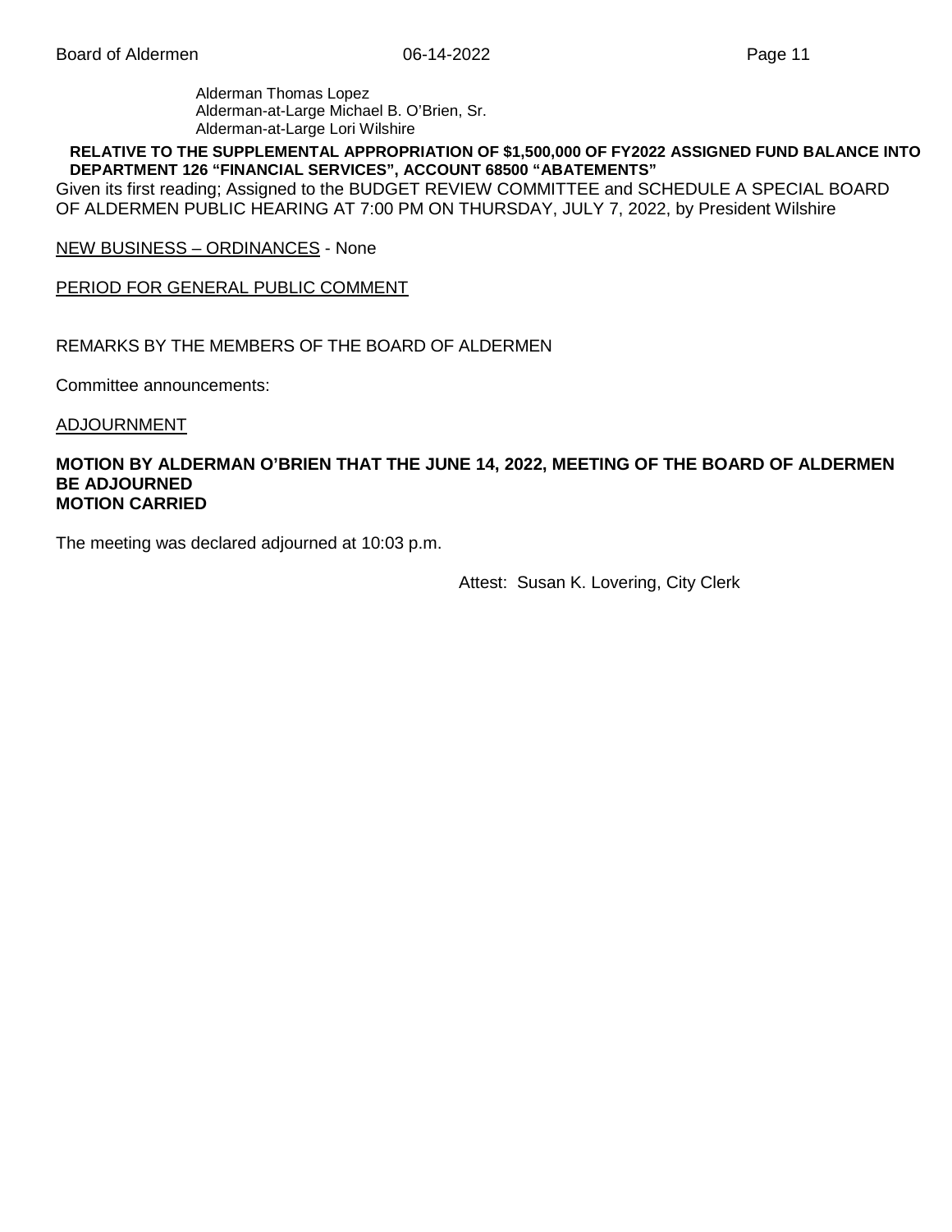Alderman Thomas Lopez
Alderman-at-Large Michael B. O'Brien, Sr.
Alderman-at-Large Lori Wilshire

**RELATIVE TO THE SUPPLEMENTAL APPROPRIATION OF $1,500,000 OF FY2022 ASSIGNED FUND BALANCE INTO DEPARTMENT 126 "FINANCIAL SERVICES", ACCOUNT 68500 "ABATEMENTS"**

Given its first reading; Assigned to the BUDGET REVIEW COMMITTEE and SCHEDULE A SPECIAL BOARD OF ALDERMEN PUBLIC HEARING AT 7:00 PM ON THURSDAY, JULY 7, 2022, by President Wilshire

<u>NEW BUSINESS – ORDINANCES</u> - None

<u>PERIOD FOR GENERAL PUBLIC COMMENT</u>

REMARKS BY THE MEMBERS OF THE BOARD OF ALDERMEN

Committee announcements:

<u>ADJOURNMENT</u>

**MOTION BY ALDERMAN O'BRIEN THAT THE JUNE 14, 2022, MEETING OF THE BOARD OF ALDERMEN BE ADJOURNED**
**MOTION CARRIED**

The meeting was declared adjourned at 10:03 p.m.

Attest: Susan K. Lovering, City Clerk